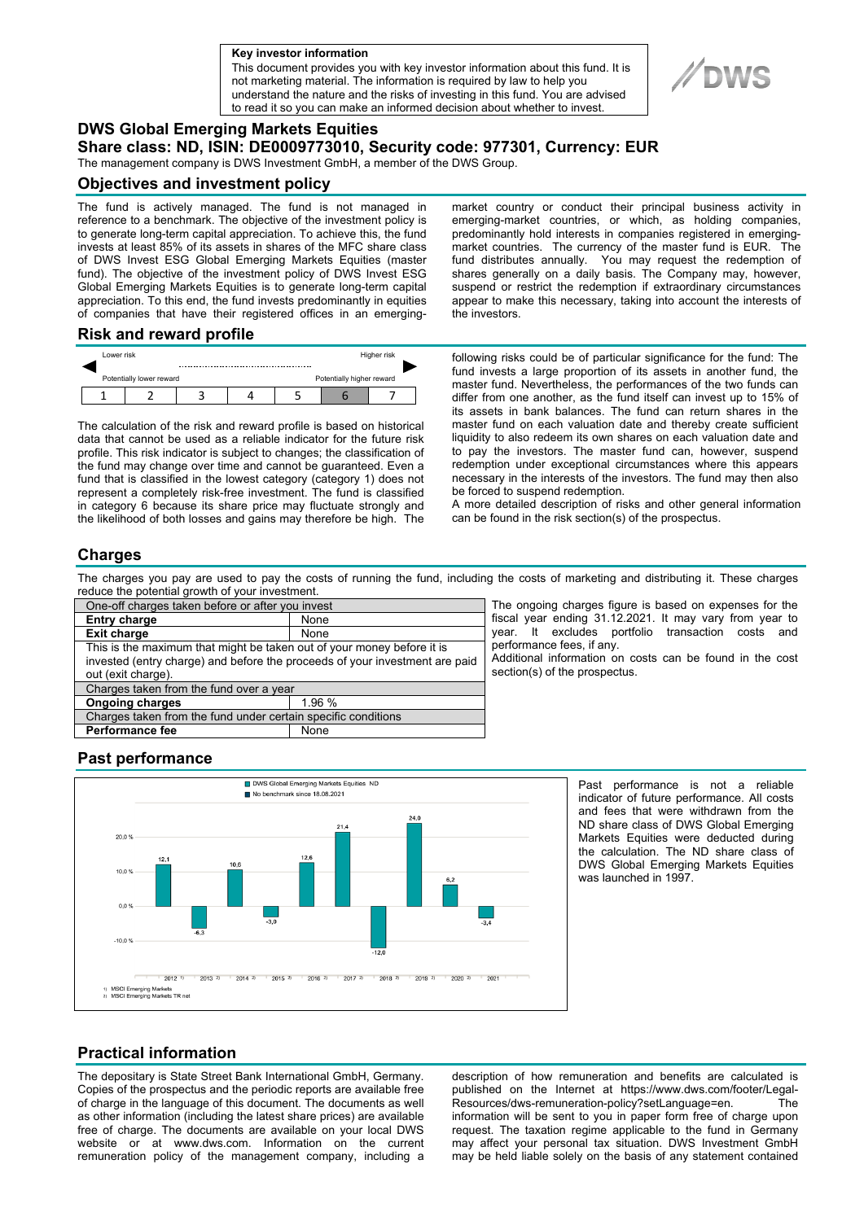**Key investor information**
This document provides you with key investor information about this fund. It is not marketing material. The information is required by law to help you understand the nature and the risks of investing in this fund. You are advised to read it so you can make an informed decision about whether to invest.

# DWS Global Emerging Markets Equities

## Share class: ND, ISIN: DE0009773010, Security code: 977301, Currency: EUR

The management company is DWS Investment GmbH, a member of the DWS Group.

## Objectives and investment policy

The fund is actively managed. The fund is not managed in reference to a benchmark. The objective of the investment policy is to generate long-term capital appreciation. To achieve this, the fund invests at least 85% of its assets in shares of the MFC share class of DWS Invest ESG Global Emerging Markets Equities (master fund). The objective of the investment policy of DWS Invest ESG Global Emerging Markets Equities is to generate long-term capital appreciation. To this end, the fund invests predominantly in shares of companies that have their registered offices in an emerging-market country or conduct their principal business activity in emerging-market countries, or which, as holding companies, predominantly hold interests in companies registered in emerging-market countries. The currency of the master fund is EUR. The fund distributes annually. You may request the redemption of shares generally on a daily basis. The Company may, however, suspend or restrict the redemption if extraordinary circumstances appear to make this necessary, taking into account the interests of the investors.

## Risk and reward profile

| Lower risk | | | | | | Higher risk |
|---|---|---|---|---|---|---|
| Potentially lower reward | | | | | | Potentially higher reward |
| 1 | 2 | 3 | 4 | 5 | **6** | 7 |

The calculation of the risk and reward profile is based on historical data that cannot be used as a reliable indicator for the future risk profile. This risk indicator is subject to changes; the classification of the fund may change over time and cannot be guaranteed. Even a fund that is classified in the lowest category (category 1) does not represent a completely risk-free investment. The fund is classified in category 6 because its share price may fluctuate strongly and the likelihood of both losses and gains may therefore be high. The following risks could be of particular significance for the fund: The fund invests a large proportion of its assets in another fund, the master fund. Nevertheless, the performances of the two funds can differ from one another, as the fund itself can invest up to 15% of its assets in bank balances. The fund can return shares in the master fund on each valuation date and thereby create sufficient liquidity to also redeem its own shares on each valuation date and to pay the investors. The master fund can, however, suspend redemption under exceptional circumstances where this appears necessary in the interests of the investors. The fund may then also be forced to suspend redemption.

A more detailed description of risks and other general information can be found in the risk section(s) of the prospectus.

## Charges

The charges you pay are used to pay the costs of running the fund, including the costs of marketing and distributing it. These charges reduce the potential growth of your investment.

| One-off charges taken before or after you invest | |
|---|---|
| **Entry charge** | None |
| **Exit charge** | None |
| This is the maximum that might be taken out of your money before it is invested (entry charge) and before the proceeds of your investment are paid out (exit charge). | |
| Charges taken from the fund over a year | |
| **Ongoing charges** | 1.96 % |
| Charges taken from the fund under certain specific conditions | |
| **Performance fee** | None |

The ongoing charges figure is based on expenses for the fiscal year ending 31.12.2021. It may vary from year to year. It excludes portfolio transaction costs and performance fees, if any.

Additional information on costs can be found in the cost section(s) of the prospectus.

## Past performance

DWS Global Emerging Markets Equities ND / No benchmark since 18.08.2021

| Year | 2012 [1] | 2013 [2] | 2014 [2] | 2015 [2] | 2016 [2] | 2017 [2] | 2018 [2] | 2019 [2] | 2020 [2] | 2021 |
|---|---|---|---|---|---|---|---|---|---|---|
| DWS Global Emerging Markets Equities ND (%) | 12.1 | -6.3 | 10.6 | -3.0 | 12.6 | 21.4 | -12.0 | 24.0 | 6.2 | -3.4 |

1) MSCI Emerging Markets
2) MSCI Emerging Markets TR net

Past performance is not a reliable indicator of future performance. All costs and fees that were withdrawn from the ND share class of DWS Global Emerging Markets Equities were deducted during the calculation. The ND share class of DWS Global Emerging Markets Equities was launched in 1997.

## Practical information

The depositary is State Street Bank International GmbH, Germany. Copies of the prospectus and the periodic reports are available free of charge in the language of this document. The documents as well as other information (including the latest share prices) are available free of charge. The documents are available on your local DWS website or at www.dws.com. Information on the current remuneration policy of the management company, including a description of how remuneration and benefits are calculated is published on the Internet at https://www.dws.com/footer/Legal-Resources/dws-remuneration-policy?setLanguage=en. The information will be sent to you in paper form free of charge upon request. The taxation regime applicable to the fund in Germany may affect your personal tax situation. DWS Investment GmbH may be held liable solely on the basis of any statement contained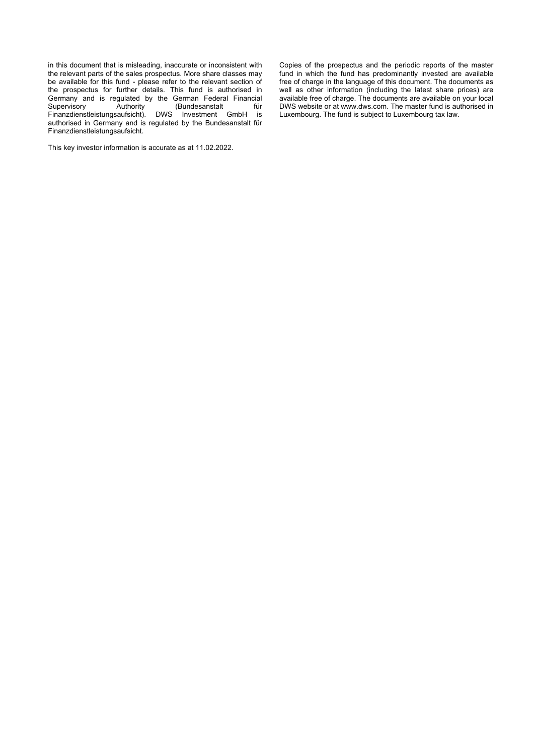in this document that is misleading, inaccurate or inconsistent with the relevant parts of the sales prospectus. More share classes may be available for this fund - please refer to the relevant section of the prospectus for further details. This fund is authorised in Germany and is regulated by the German Federal Financial Supervisory Authority (Bundesanstalt für Finanzdienstleistungsaufsicht). DWS Investment GmbH is authorised in Germany and is regulated by the Bundesanstalt für Finanzdienstleistungsaufsicht.

This key investor information is accurate as at 11.02.2022.

Copies of the prospectus and the periodic reports of the master fund in which the fund has predominantly invested are available free of charge in the language of this document. The documents as well as other information (including the latest share prices) are available free of charge. The documents are available on your local DWS website or at www.dws.com. The master fund is authorised in Luxembourg. The fund is subject to Luxembourg tax law.